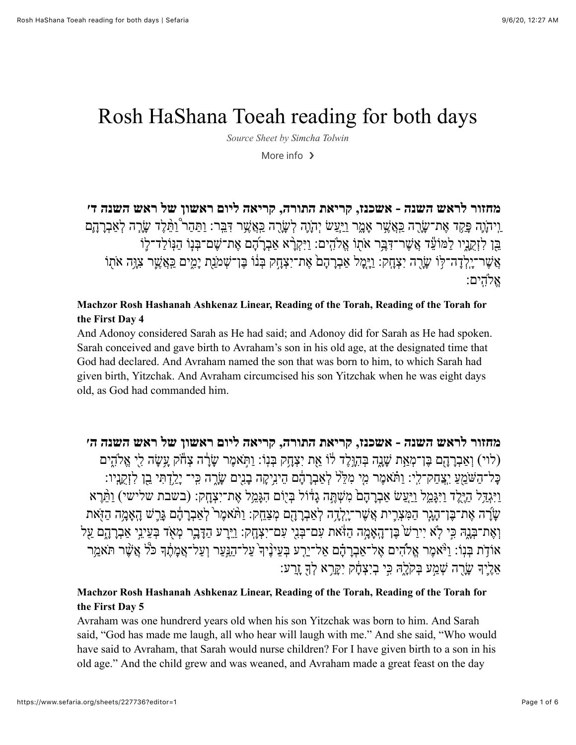# Rosh HaShana Toeah reading for both days

*Source Sheet by Simcha Tolwin*

More info ❯

**מחזור לראש השנה - אשכנז, קריאת התורה, קריאה ליום ראשון של ראש השנה ד׳**

וַיהֹוָה פָּקַד אֶת־שָׂרָה כַּאֲשֶׁר אָמָר וַיַּעַשׂ יְהֹוָה לְשָׂרָה כַּאֲשֶׁר דִּבֵּר: וַתַּהַר וַתֵּלֶד שָׂרָה לְאַבְרָהָם בֵּן לִזְקֻנָיו לַמּוֹעֵד אֲשֶׁר־דִּבֶּר אֹתוֹ אֱלֹהִים: וַיִּקְרָא אַבְרָהָם אֶת־שֶׁם־בְּנוֹ הַנּוֹלַד־לוֹ אֲשֶׁר־יָלְדָה־לּוֹ שָׂרָה יִצְחָק: וַיָּמָל אַבְרָהָם אֶת־יִצְחָק בְּנוֹ בֶּן־שְׁמֹנַת יָמִים כַּאֲשֶׁר צִוָּה אֹתוֹ אֱלֹהִים:

**Machzor Rosh Hashanah Ashkenaz Linear, Reading of the Torah, Reading of the Torah for the First Day 4**

And Adonoy considered Sarah as He had said; and Adonoy did for Sarah as He had spoken. Sarah conceived and gave birth to Avraham's son in his old age, at the designated time that God had declared. And Avraham named the son that was born to him, to which Sarah had given birth, Yitzchak. And Avraham circumcised his son Yitzchak when he was eight days old, as God had commanded him.

**מחזור לראש השנה - אשכנז, קריאת התורה, קריאה ליום ראשון של ראש השנה ה׳**

(לוי) וְאַבְרָהָם בֶּן־מְאַת שָׁנָה בְּהִוָּלֶד לוֹ אֵת יִצְחָק בְּנוֹ: וַתֹּאמֶר שָׂרָה צְחֹק עָשָׂה לִי אֱלֹהִים כָּל־הַשֹּׁמֵעַ יִצְחַק־לִי: וַתֹּאמֶר מִי מִלֵּל לְאַבְרָהָם הֵינִיקָה בָנִים שָׂרָה כִּי־יָלַדְתִּי בֵן לִזְקֻנָיו: וַיִּגְדַּל הַיֶּלֶד וַיִּגָּמַל וַיַּעַשׂ אַבְרָהָם מִשְׁתֶּה גָדוֹל בְּיוֹם הִגָּמֵל אֶת־יִצְחָק: (בשבת שלישי) וַתֵּרֶא שָׂרָה אֶת־בֶּן־הָגָר הַמִּצְרִית אֲשֶׁר־יָלְדָה לְאַבְרָהָם מְצַחֵק: וַתֹּאמֶר לְאַבְרָהָם גָּרֵשׁ הָאָמָה הַזֹּאת וְאֶת־בְּנָהּ כִּי לֹא יִירַשׁ בֶּן־הָאָמָה הַזֹּאת עִם־בְּנִי עִם־יִצְחָק: וַיֵּרַע הַדָּבָר מְאֹד בְּעֵינֵי אַבְרָהָם עַל אוֹדֹת בְּנוֹ: וַיֹּאמֶר אֱלֹהִים אֶל־אַבְרָהָם אַל־יֵרַע בְּעֵינֶיךָ עַל־הַנַּעַר וְעַל־אֲמָתֶךָ כֹּל אֲשֶׁר תֹּאמַר אֵלֶיךָ שָׂרָה שְׁמַע בְּקֹלָהּ כִּי בְיִצְחָק יִקָּרֵא לְךָ זָרַע:

**Machzor Rosh Hashanah Ashkenaz Linear, Reading of the Torah, Reading of the Torah for the First Day 5**

Avraham was one hundrerd years old when his son Yitzchak was born to him. And Sarah said, "God has made me laugh, all who hear will laugh with me." And she said, "Who would have said to Avraham, that Sarah would nurse children? For I have given birth to a son in his old age." And the child grew and was weaned, and Avraham made a great feast on the day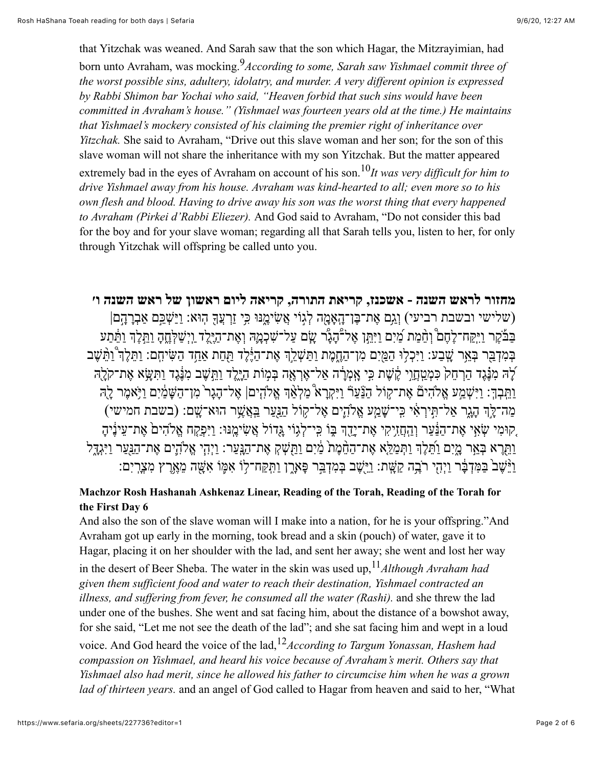that Yitzchak was weaned. And Sarah saw that the son which Hagar, the Mitzrayimian, had born unto Avraham, was mocking.[9] *According to some, Sarah saw Yishmael commit three of the worst possible sins, adultery, idolatry, and murder. A very different opinion is expressed by Rabbi Shimon bar Yochai who said, "Heaven forbid that such sins would have been committed in Avraham's house." (Yishmael was fourteen years old at the time.) He maintains that Yishmael's mockery consisted of his claiming the premier right of inheritance over Yitzchak.* She said to Avraham, "Drive out this slave woman and her son; for the son of this slave woman will not share the inheritance with my son Yitzchak. But the matter appeared extremely bad in the eyes of Avraham on account of his son.[10] *It was very difficult for him to drive Yishmael away from his house. Avraham was kind-hearted to all; even more so to his own flesh and blood. Having to drive away his son was the worst thing that every happened to Avraham (Pirkei d'Rabbi Eliezer).* And God said to Avraham, "Do not consider this bad for the boy and for your slave woman; regarding all that Sarah tells you, listen to her, for only through Yitzchak will offspring be called unto you.

**מחזור לראש השנה - אשכנז, קריאת התורה, קריאה ליום ראשון של ראש השנה ו׳**

(שלישי ובשבת רביעי) וְגַ֥ם אֶת־בֶּן־הָאָמָ֖ה לְג֣וֹי אֲשִׂימֶ֑נּוּ כִּ֥י זַרְעֲךָ֖ הֽוּא׃ וַיַּשְׁכֵּ֣ם אַבְרָהָ֣ם׀ בַּבֹּ֡קֶר וַיִּֽקַּח־לֶחֶם֩ וְחֵ֨מַת מַ֜יִם וַיִּתֵּ֣ן אֶל־הָ֠גָר שָׂ֧ם עַל־שִׁכְמָ֛הּ וְאֶת־הַיֶּ֖לֶד וַֽיְשַׁלְּחֶ֑הָ וַתֵּ֣לֶךְ וַתֵּ֔תַע בְּמִדְבַּ֖ר בְּאֵ֥ר שָֽׁבַע׃ וַיִּכְל֥וּ הַמַּ֖יִם מִן־הַחֵ֑מֶת וַתַּשְׁלֵ֣ךְ אֶת־הַיֶּ֔לֶד תַּ֖חַת אַחַ֥ד הַשִּׂיחִֽם׃ וַתֵּלֶךְ֩ וַתֵּ֨שֶׁב לָ֜הּ מִנֶּ֗גֶד הַרְחֵק֙ כִּמְטַחֲוֵ֣י קֶ֔שֶׁת כִּ֣י אָֽמְרָ֔ה אַל־אֶרְאֶ֖ה בְּמ֣וֹת הַיָּ֑לֶד וַתֵּ֣שֶׁב מִנֶּ֔גֶד וַתִּשָּׂ֥א אֶת־קֹלָ֖הּ וַתֵּֽבְךְּ׃ וַיִּשְׁמַ֣ע אֱלֹהִים֮ אֶת־ק֣וֹל הַנַּ֒עַר֒ וַיִּקְרָא֩ מַלְאַ֨ךְ אֱלֹהִ֤ים׀ אֶל־הָגָר֙ מִן־הַשָּׁמַ֔יִם וַיֹּ֥אמֶר לָ֖הּ מַה־לָּ֣ךְ הָגָ֑ר אַל־תִּ֣ירְאִ֔י כִּֽי־שָׁמַ֧ע אֱלֹהִ֛ים אֶל־ק֥וֹל הַנַּ֖עַר בַּאֲשֶׁ֥ר הוּא־שָֽׁם׃ (בשבת חמישי) ק֚וּמִי שְׂאִ֣י אֶת־הַנַּ֔עַר וְהַחֲזִ֥יקִי אֶת־יָדֵ֖ךְ בּ֑וֹ כִּֽי־לְג֥וֹי גָּד֖וֹל אֲשִׂימֶֽנּוּ׃ וַיִּפְקַ֤ח אֱלֹהִים֙ אֶת־עֵינֶ֔יהָ וַתֵּ֖רֶא בְּאֵ֣ר מָ֑יִם וַתֵּ֜לֶךְ וַתְּמַלֵּ֤א אֶת־הַחֵ֙מֶת֙ מַ֔יִם וַתַּ֖שְׁקְ אֶת־הַנָּֽעַר׃ וַיְהִ֧י אֱלֹהִ֛ים אֶת־הַנַּ֖עַר וַיִּגְדָּ֑ל וַיֵּ֙שֶׁב֙ בַּמִּדְבָּ֔ר וַיְהִ֖י רֹבֶ֥ה קַשָּֽׁת׃ וַיֵּ֖שֶׁב בְּמִדְבַּ֣ר פָּארָ֑ן וַתִּֽקַּֽח־ל֥וֹ אִמּ֛וֹ אִשָּׁ֖ה מֵאֶ֥רֶץ מִצְרָֽיִם׃

**Machzor Rosh Hashanah Ashkenaz Linear, Reading of the Torah, Reading of the Torah for the First Day 6**

And also the son of the slave woman will I make into a nation, for he is your offspring."And Avraham got up early in the morning, took bread and a skin (pouch) of water, gave it to Hagar, placing it on her shoulder with the lad, and sent her away; she went and lost her way in the desert of Beer Sheba. The water in the skin was used up,[11] *Although Avraham had given them sufficient food and water to reach their destination, Yishmael contracted an illness, and suffering from fever, he consumed all the water (Rashi).* and she threw the lad under one of the bushes. She went and sat facing him, about the distance of a bowshot away, for she said, "Let me not see the death of the lad"; and she sat facing him and wept in a loud voice. And God heard the voice of the lad,[12] *According to Targum Yonassan, Hashem had compassion on Yishmael, and heard his voice because of Avraham's merit. Others say that Yishmael also had merit, since he allowed his father to circumcise him when he was a grown lad of thirteen years.* and an angel of God called to Hagar from heaven and said to her, "What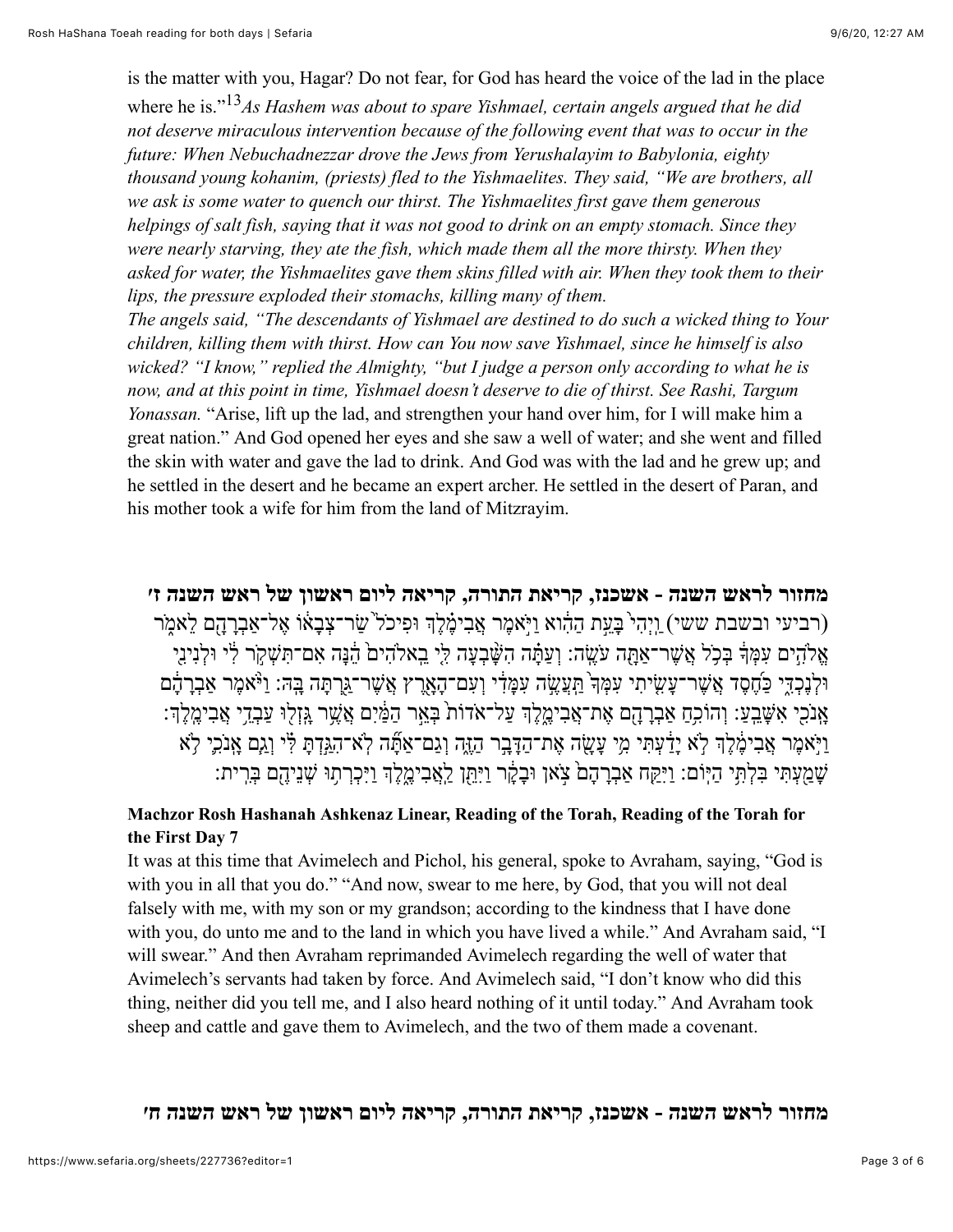is the matter with you, Hagar? Do not fear, for God has heard the voice of the lad in the place where he is."[13]*As Hashem was about to spare Yishmael, certain angels argued that he did not deserve miraculous intervention because of the following event that was to occur in the future: When Nebuchadnezzar drove the Jews from Yerushalayim to Babylonia, eighty thousand young kohanim, (priests) fled to the Yishmaelites. They said, "We are brothers, all we ask is some water to quench our thirst. The Yishmaelites first gave them generous helpings of salt fish, saying that it was not good to drink on an empty stomach. Since they were nearly starving, they ate the fish, which made them all the more thirsty. When they asked for water, the Yishmaelites gave them skins filled with air. When they took them to their lips, the pressure exploded their stomachs, killing many of them.*
*The angels said, "The descendants of Yishmael are destined to do such a wicked thing to Your children, killing them with thirst. How can You now save Yishmael, since he himself is also wicked? "I know," replied the Almighty, "but I judge a person only according to what he is now, and at this point in time, Yishmael doesn't deserve to die of thirst. See Rashi, Targum Yonassan.* "Arise, lift up the lad, and strengthen your hand over him, for I will make him a great nation." And God opened her eyes and she saw a well of water; and she went and filled the skin with water and gave the lad to drink. And God was with the lad and he grew up; and he settled in the desert and he became an expert archer. He settled in the desert of Paran, and his mother took a wife for him from the land of Mitzrayim.

## מחזור לראש השנה - אשכנז, קריאת התורה, קריאה ליום ראשון של ראש השנה ז׳

(רביעי ובשבת ששי) וַיְהִי֙ בָּעֵ֣ת הַהִ֔וא וַיֹּ֣אמֶר אֲבִימֶ֗לֶךְ וּפִיכֹל֙ שַׂר־צְבָא֔וֹ אֶל־אַבְרָהָ֖ם לֵאמֹ֑ר אֱלֹהִ֣ים עִמְּךָ֔ בְּכֹ֥ל אֲשֶׁר־אַתָּ֖ה עֹשֶֽׂה׃ וְעַתָּ֗ה הִשָּׁ֨בְעָה לִּ֤י בֵֽאלֹהִים֙ הֵ֔נָּה אִם־תִּשְׁקֹ֣ר לִ֔י וּלְנִינִ֖י וּלְנֶכְדִּ֑י כַּחֶ֜סֶד אֲשֶׁר־עָשִׂ֤יתִי עִמְּךָ֙ תַּעֲשֶׂ֣ה עִמָּדִ֔י וְעִם־הָאָ֖רֶץ אֲשֶׁר־גַּ֥רְתָּה בָּֽהּ׃ וַיֹּ֙אמֶר֙ אַבְרָהָ֔ם אָנֹכִ֖י אִשָּׁבֵֽעַ׃ וְהוֹכִ֥חַ אַבְרָהָ֖ם אֶת־אֲבִימֶ֑לֶךְ עַל־אֹדוֹת֙ בְּאֵ֣ר הַמַּ֔יִם אֲשֶׁ֥ר גָּזְל֖וּ עַבְדֵ֥י אֲבִימֶֽלֶךְ׃ וַיֹּ֣אמֶר אֲבִימֶ֔לֶךְ לֹ֣א יָדַ֔עְתִּי מִ֥י עָשָׂ֖ה אֶת־הַדָּבָ֣ר הַזֶּ֑ה וְגַם־אַתָּ֞ה לֹא־הִגַּ֣דְתָּ לִּ֗י וְגַ֧ם אָנֹכִ֛י לֹ֥א שָׁמַ֖עְתִּי בִּלְתִּ֥י הַיּֽוֹם׃ וַיִּקַּ֤ח אַבְרָהָם֙ צֹ֣אן וּבָקָ֔ר וַיִּתֵּ֖ן לַאֲבִימֶ֑לֶךְ וַיִּכְרְת֥וּ שְׁנֵיהֶ֖ם בְּרִֽית׃

### Machzor Rosh Hashanah Ashkenaz Linear, Reading of the Torah, Reading of the Torah for the First Day 7

It was at this time that Avimelech and Pichol, his general, spoke to Avraham, saying, "God is with you in all that you do." "And now, swear to me here, by God, that you will not deal falsely with me, with my son or my grandson; according to the kindness that I have done with you, do unto me and to the land in which you have lived a while." And Avraham said, "I will swear." And then Avraham reprimanded Avimelech regarding the well of water that Avimelech's servants had taken by force. And Avimelech said, "I don't know who did this thing, neither did you tell me, and I also heard nothing of it until today." And Avraham took sheep and cattle and gave them to Avimelech, and the two of them made a covenant.

## מחזור לראש השנה - אשכנז, קריאת התורה, קריאה ליום ראשון של ראש השנה ח׳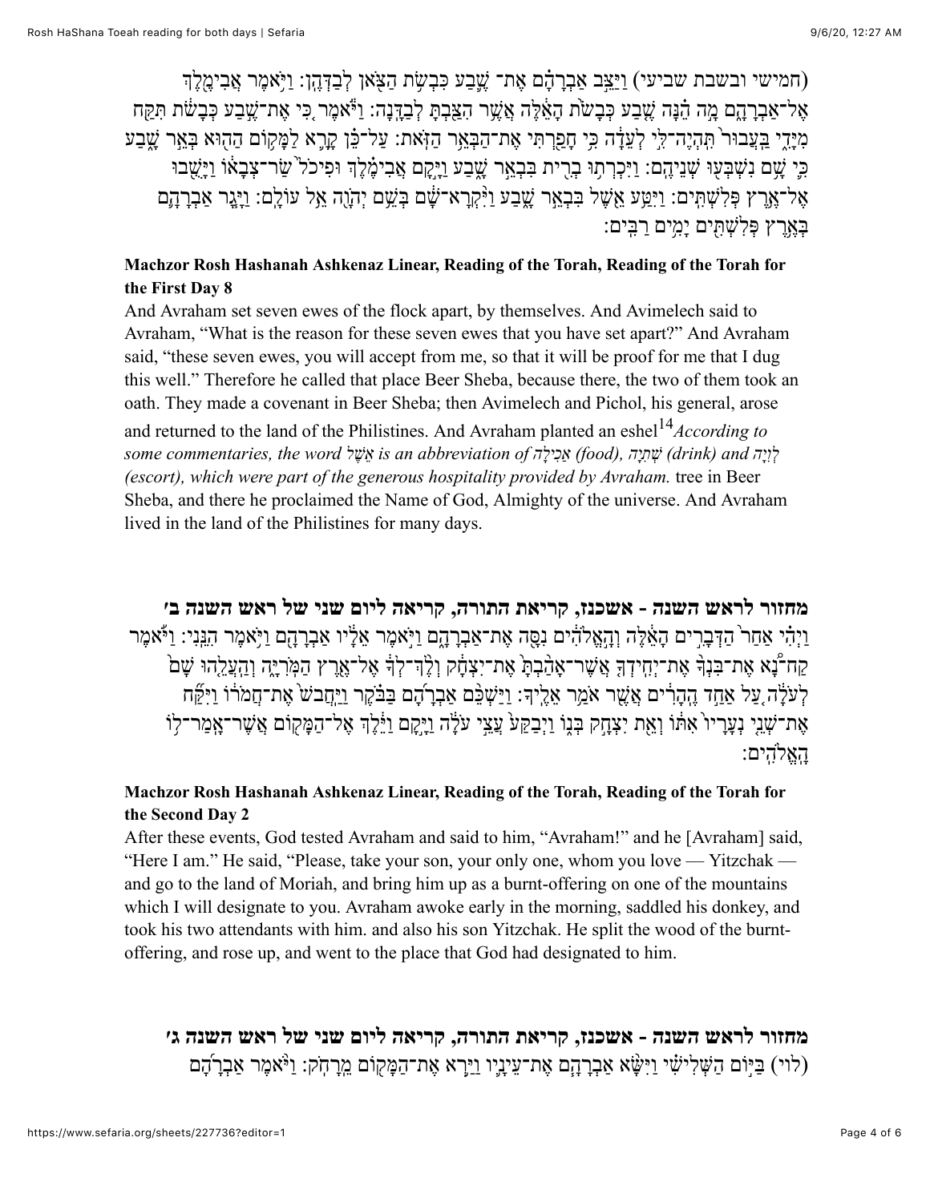(חמישי ובשבת שביעי) וַיַּצֵּ֣ב אַבְרָהָ֗ם אֶת־ שֶׁ֛בַע כִּבְשֹׂ֥ת הַצֹּ֖אן לְבַדְּהֶֽן׃ וַיֹּ֥אמֶר אֲבִימֶ֖לֶךְ אֶל־אַבְרָהָ֑ם מָ֣ה הֵ֗נָּה שֶׁ֤בַע כְּבָשֹׂת֙ הָאֵ֔לֶּה אֲשֶׁ֥ר הִצַּ֖בְתָּ לְבַדָּֽנָה׃ וַיֹּ֕אמֶר כִּ֚י אֶת־שֶׁ֣בַע כְּבָשֹׂ֔ת תִּקַּ֖ח מִיָּדִ֑י בַּעֲבוּר֙ תִּֽהְיֶה־לִּ֣י לְעֵדָ֔ה כִּ֥י חָפַ֖רְתִּי אֶת־הַבְּאֵ֥ר הַזֹּֽאת׃ עַל־כֵּ֗ן קָרָ֛א לַמָּק֥וֹם הַה֖וּא בְּאֵ֣ר שָׁ֑בַע כִּ֛י שָׁ֥ם נִשְׁבְּע֖וּ שְׁנֵיהֶֽם׃ וַיִּכְרְת֥וּ בְרִ֖ית בִּבְאֵ֣ר שָׁ֑בַע וַיָּ֣קָם אֲבִימֶ֗לֶךְ וּפִיכֹל֙ שַׂר־צְבָא֔וֹ וַיָּשֻׁ֖בוּ אֶל־אֶ֥רֶץ פְּלִשְׁתִּֽים׃ וַיִּטַּ֥ע אֶ֖שֶׁל בִּבְאֵ֣ר שָׁ֑בַע וַיִּ֨קְרָא־שָׁ֔ם בְּשֵׁ֥ם יְהוָ֖ה אֵ֥ל עוֹלָֽם׃ וַיָּ֧גָר אַבְרָהָ֛ם בְּאֶ֥רֶץ פְּלִשְׁתִּ֖ים יָמִ֥ים רַבִּֽים׃

### Machzor Rosh Hashanah Ashkenaz Linear, Reading of the Torah, Reading of the Torah for the First Day 8

And Avraham set seven ewes of the flock apart, by themselves. And Avimelech said to Avraham, "What is the reason for these seven ewes that you have set apart?" And Avraham said, "these seven ewes, you will accept from me, so that it will be proof for me that I dug this well." Therefore he called that place Beer Sheba, because there, the two of them took an oath. They made a covenant in Beer Sheba; then Avimelech and Pichol, his general, arose and returned to the land of the Philistines. And Avraham planted an eshel[14]*According to some commentaries, the word אֵשֶׁל is an abbreviation of אֲכִילָה (food), שְׁתִיָּה (drink) and לְוָיָה (escort), which were part of the generous hospitality provided by Avraham.* tree in Beer Sheba, and there he proclaimed the Name of God, Almighty of the universe. And Avraham lived in the land of the Philistines for many days.

### מחזור לראש השנה - אשכנז, קריאת התורה, קריאה ליום שני של ראש השנה ב׳

וַיְהִ֗י אַחַר֙ הַדְּבָרִ֣ים הָאֵ֔לֶּה וְהָ֣אֱלֹהִ֔ים נִסָּ֖ה אֶת־אַבְרָהָ֑ם וַיֹּ֣אמֶר אֵלָ֔יו אַבְרָהָ֖ם וַיֹּ֥אמֶר הִנֵּֽנִי׃ וַיֹּ֡אמֶר קַח־נָ֠א אֶת־בִּנְךָ֨ אֶת־יְחִידְךָ֤ אֲשֶׁר־אָהַ֙בְתָּ֙ אֶת־יִצְחָ֔ק וְלֶךְ־לְךָ֔ אֶל־אֶ֖רֶץ הַמֹּרִיָּ֑ה וְהַעֲלֵ֤הוּ שָׁם֙ לְעֹלָ֔ה עַ֚ל אַחַ֣ד הֶהָרִ֔ים אֲשֶׁ֖ר אֹמַ֥ר אֵלֶֽיךָ׃ וַיַּשְׁכֵּ֨ם אַבְרָהָ֜ם בַּבֹּ֗קֶר וַֽיַּחֲבֹשׁ֙ אֶת־חֲמֹר֔וֹ וַיִּקַּ֞ח אֶת־שְׁנֵ֤י נְעָרָיו֙ אִתּ֔וֹ וְאֵ֖ת יִצְחָ֣ק בְּנ֑וֹ וַיְבַקַּע֙ עֲצֵ֣י עֹלָ֔ה וַיָּ֣קָם וַיֵּ֔לֶךְ אֶל־הַמָּק֖וֹם אֲשֶׁר־אָֽמַר־ל֥וֹ הָאֱלֹהִֽים׃

### Machzor Rosh Hashanah Ashkenaz Linear, Reading of the Torah, Reading of the Torah for the Second Day 2

After these events, God tested Avraham and said to him, "Avraham!" and he [Avraham] said, "Here I am." He said, "Please, take your son, your only one, whom you love — Yitzchak — and go to the land of Moriah, and bring him up as a burnt-offering on one of the mountains which I will designate to you. Avraham awoke early in the morning, saddled his donkey, and took his two attendants with him. and also his son Yitzchak. He split the wood of the burnt-offering, and rose up, and went to the place that God had designated to him.

### מחזור לראש השנה - אשכנז, קריאת התורה, קריאה ליום שני של ראש השנה ג׳

(לוי) בַּיּ֣וֹם הַשְּׁלִישִׁ֗י וַיִּשָּׂ֨א אַבְרָהָ֧ם אֶת־עֵינָ֛יו וַיַּ֥רְא אֶת־הַמָּק֖וֹם מֵרָחֹֽק׃ וַיֹּ֨אמֶר אַבְרָהָ֜ם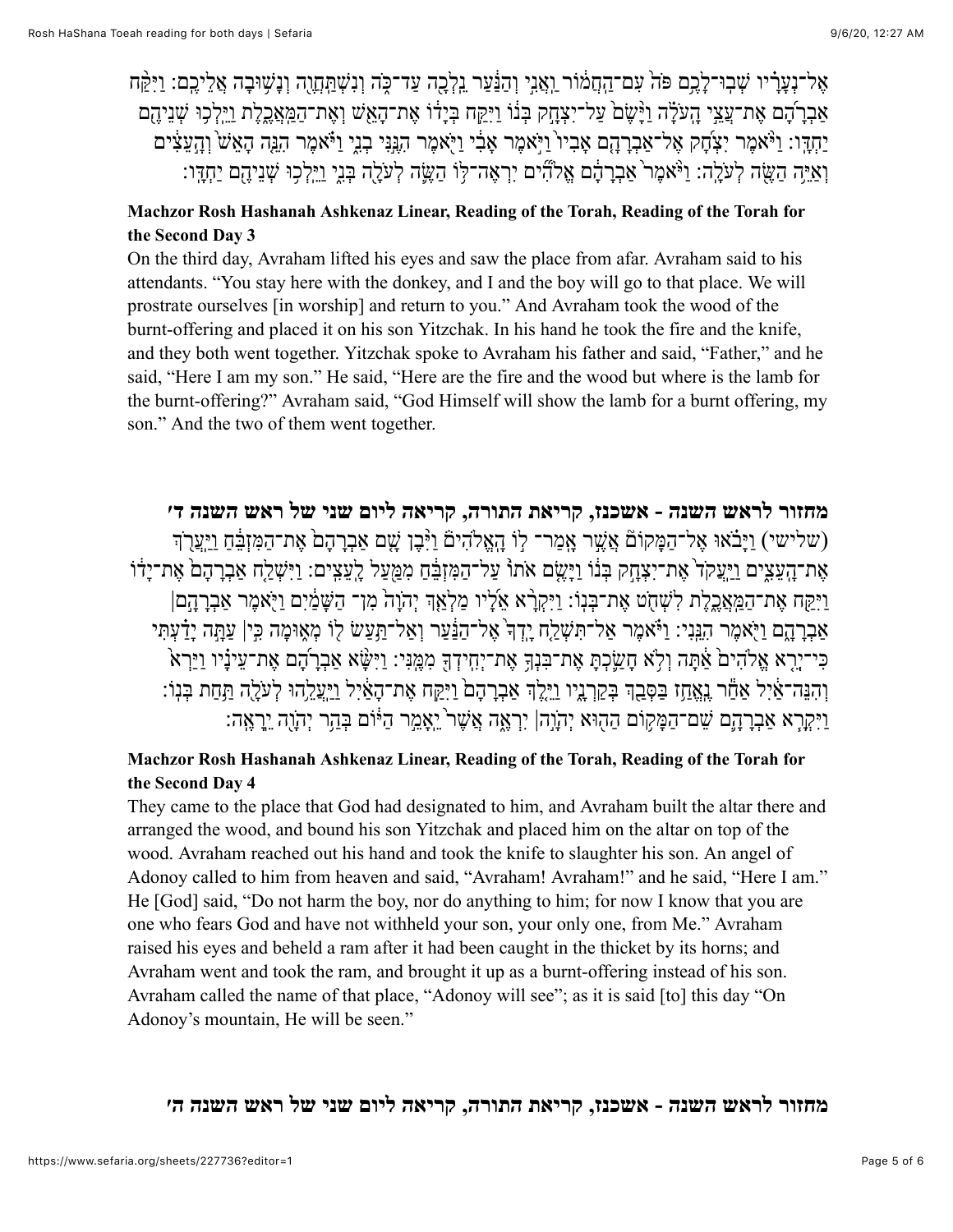אֶל־נְעָרָ֗יו שְׁבוּ־לָכֶ֥ם פֹּה֙ עִֽם־הַחֲמ֔וֹר וַאֲנִ֣י וְהַנַּ֔עַר נֵלְכָ֖ה עַד־כֹּ֑ה וְנִֽשְׁתַּחֲוֶ֖ה וְנָשׁ֥וּבָה אֲלֵיכֶֽם׃ וַיִּקַּ֨ח אַבְרָהָ֜ם אֶת־עֲצֵ֣י הָעֹלָ֗ה וַיָּ֙שֶׂם֙ עַל־יִצְחָ֣ק בְּנ֔וֹ וַיִּקַּ֣ח בְּיָד֔וֹ אֶת־הָאֵ֖שׁ וְאֶת־הַֽמַּאֲכֶ֑לֶת וַיֵּלְכ֥וּ שְׁנֵיהֶ֖ם יַחְדָּֽו׃ וַיֹּ֨אמֶר יִצְחָ֜ק אֶל־אַבְרָהָ֤ם אָבִיו֙ וַיֹּ֣אמֶר אָבִ֔י וַיֹּ֖אמֶר הִנֶּ֣נִּֽי בְנִ֑י וַיֹּ֗אמֶר הִנֵּ֤ה הָאֵשׁ֙ וְהָ֣עֵצִ֔ים וְאַיֵּ֥ה הַשֶּׂ֖ה לְעֹלָֽה׃ וַיֹּ֙אמֶר֙ אַבְרָהָ֔ם אֱלֹהִ֞ים יִרְאֶה־לּ֥וֹ הַשֶּׂ֛ה לְעֹלָ֖ה בְּנִ֑י וַיֵּלְכ֥וּ שְׁנֵיהֶ֖ם יַחְדָּֽו׃

**Machzor Rosh Hashanah Ashkenaz Linear, Reading of the Torah, Reading of the Torah for the Second Day 3**

On the third day, Avraham lifted his eyes and saw the place from afar. Avraham said to his attendants. "You stay here with the donkey, and I and the boy will go to that place. We will prostrate ourselves [in worship] and return to you." And Avraham took the wood of the burnt-offering and placed it on his son Yitzchak. In his hand he took the fire and the knife, and they both went together. Yitzchak spoke to Avraham his father and said, "Father," and he said, "Here I am my son." He said, "Here are the fire and the wood but where is the lamb for the burnt-offering?" Avraham said, "God Himself will show the lamb for a burnt offering, my son." And the two of them went together.

**מחזור לראש השנה - אשכנז, קריאת התורה, קריאה ליום שני של ראש השנה ד׳**

(שלישי) וַיָּבֹ֗אוּ אֶֽל־הַמָּקוֹם֮ אֲשֶׁ֣ר אָֽמַר־ל֣וֹ הָאֱלֹהִים֒ וַיִּ֨בֶן שָׁ֤ם אַבְרָהָם֙ אֶת־הַמִּזְבֵּ֔חַ וַֽיַּעֲרֹ֖ךְ אֶת־הָעֵצִ֑ים וַֽיַּעֲקֹד֙ אֶת־יִצְחָ֣ק בְּנ֔וֹ וַיָּ֤שֶׂם אֹתוֹ֙ עַל־הַמִּזְבֵּ֔חַ מִמַּ֖עַל לָעֵצִֽים׃ וַיִּשְׁלַ֤ח אַבְרָהָם֙ אֶת־יָד֔וֹ וַיִּקַּ֖ח אֶת־הַֽמַּאֲכֶ֑לֶת לִשְׁחֹ֖ט אֶת־בְּנֽוֹ׃ וַיִּקְרָ֨א אֵלָ֜יו מַלְאַ֤ךְ יְהֹוָה֙ מִן־הַשָּׁמַ֔יִם וַיֹּ֖אמֶר אַבְרָהָ֣ם | אַבְרָהָ֑ם וַיֹּ֖אמֶר הִנֵּֽנִי׃ וַיֹּ֗אמֶר אַל־תִּשְׁלַ֤ח יָֽדְךָ֙ אֶל־הַנַּ֔עַר וְאַל־תַּ֥עַשׂ ל֖וֹ מְא֑וּמָה כִּ֣י | עַתָּ֣ה יָדַ֗עְתִּי כִּֽי־יְרֵ֤א אֱלֹהִים֙ אַ֔תָּה וְלֹ֥א חָשַׂ֛כְתָּ אֶת־בִּנְךָ֥ אֶת־יְחִידְךָ֖ מִמֶּֽנִּי׃ וַיִּשָּׂ֨א אַבְרָהָ֜ם אֶת־עֵינָ֗יו וַיַּרְא֙ וְהִנֵּה־אַ֔יִל אַחַ֕ר נֶאֱחַ֥ז בַּסְּבַ֖ךְ בְּקַרְנָ֑יו וַיֵּ֤לֶךְ אַבְרָהָם֙ וַיִּקַּ֣ח אֶת־הָאַ֔יִל וַיַּעֲלֵ֥הוּ לְעֹלָ֖ה תַּ֥חַת בְּנֽוֹ׃ וַיִּקְרָ֧א אַבְרָהָ֛ם שֵֽׁם־הַמָּק֥וֹם הַה֖וּא יְהֹוָ֣ה | יִרְאֶ֑ה אֲשֶׁר֙ יֵאָמֵ֣ר הַיּ֔וֹם בְּהַ֥ר יְהֹוָ֖ה יֵרָאֶֽה׃

**Machzor Rosh Hashanah Ashkenaz Linear, Reading of the Torah, Reading of the Torah for the Second Day 4**

They came to the place that God had designated to him, and Avraham built the altar there and arranged the wood, and bound his son Yitzchak and placed him on the altar on top of the wood. Avraham reached out his hand and took the knife to slaughter his son. An angel of Adonoy called to him from heaven and said, "Avraham! Avraham!" and he said, "Here I am." He [God] said, "Do not harm the boy, nor do anything to him; for now I know that you are one who fears God and have not withheld your son, your only one, from Me." Avraham raised his eyes and beheld a ram after it had been caught in the thicket by its horns; and Avraham went and took the ram, and brought it up as a burnt-offering instead of his son. Avraham called the name of that place, "Adonoy will see"; as it is said [to] this day "On Adonoy's mountain, He will be seen."

**מחזור לראש השנה - אשכנז, קריאת התורה, קריאה ליום שני של ראש השנה ה׳**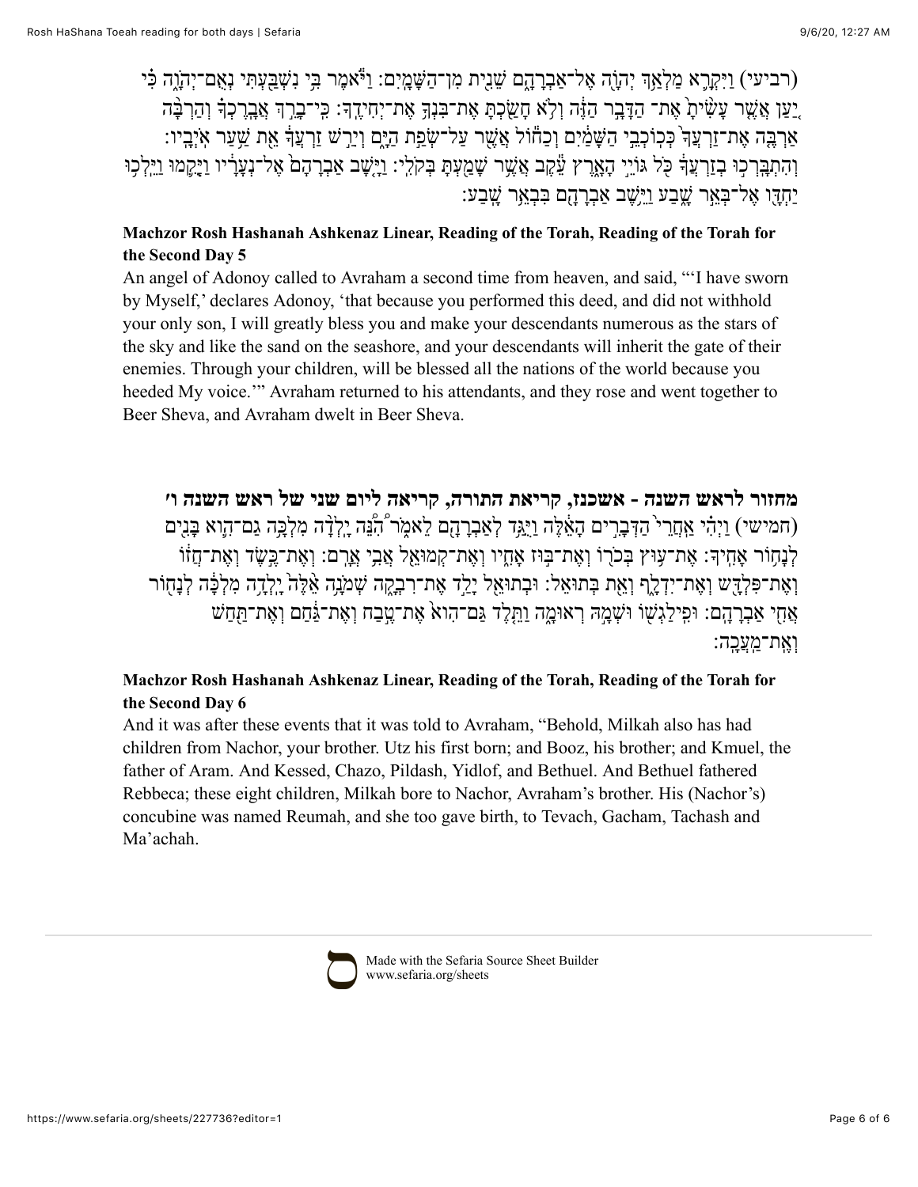(רביעי) וַיִּקְרָ֛א מַלְאַ֥ךְ יְהֹוָ֖ה אֶל־אַבְרָהָ֑ם שֵׁנִ֖ית מִן־הַשָּׁמָֽיִם׃ וַיֹּ֕אמֶר בִּ֥י נִשְׁבַּ֖עְתִּי נְאֻם־יְהֹוָ֑ה כִּ֗י יַ֚עַן אֲשֶׁ֤ר עָשִׂ֙יתָ֙ אֶת־ הַדָּבָ֣ר הַזֶּ֔ה וְלֹ֥א חָשַׂ֖כְתָּ אֶת־בִּנְךָ֥ אֶת־יְחִידֶֽךָ׃ כִּֽי־בָרֵ֣ךְ אֲבָרֶכְךָ֗ וְהַרְבָּ֨ה אַרְבֶּ֤ה אֶֽת־זַרְעֲךָ֙ כְּכוֹכְבֵ֣י הַשָּׁמַ֔יִם וְכַח֕וֹל אֲשֶׁ֖ר עַל־שְׂפַ֣ת הַיָּ֑ם וְיִרַ֣שׁ זַרְעֲךָ֔ אֵ֖ת שַׁ֥עַר אֹיְבָֽיו׃ וְהִתְבָּרְכ֣וּ בְזַרְעֲךָ֔ כֹּ֖ל גּוֹיֵ֣י הָאָ֑רֶץ עֵ֕קֶב אֲשֶׁ֥ר שָׁמַ֖עְתָּ בְּקֹלִֽי׃ וַיָּ֤שָׁב אַבְרָהָם֙ אֶל־נְעָרָ֔יו וַיָּקֻ֛מוּ וַיֵּלְכ֥וּ יַחְדָּ֖ו אֶל־בְּאֵ֣ר שָׁ֑בַע וַיֵּ֥שֶׁב אַבְרָהָ֖ם בִּבְאֵ֥ר שָֽׁבַע׃

**Machzor Rosh Hashanah Ashkenaz Linear, Reading of the Torah, Reading of the Torah for the Second Day 5**

An angel of Adonoy called to Avraham a second time from heaven, and said, "'I have sworn by Myself,' declares Adonoy, 'that because you performed this deed, and did not withhold your only son, I will greatly bless you and make your descendants numerous as the stars of the sky and like the sand on the seashore, and your descendants will inherit the gate of their enemies. Through your children, will be blessed all the nations of the world because you heeded My voice.'" Avraham returned to his attendants, and they rose and went together to Beer Sheva, and Avraham dwelt in Beer Sheva.

**מחזור לראש השנה - אשכנז, קריאת התורה, קריאה ליום שני של ראש השנה ו׳**

(חמישי) וַיְהִ֗י אַחֲרֵי֙ הַדְּבָרִ֣ים הָאֵ֔לֶּה וַיֻּגַּ֥ד לְאַבְרָהָ֖ם לֵאמֹ֑ר הִ֠נֵּה יָלְדָ֨ה מִלְכָּ֥ה גַם־הִ֛וא בָּנִ֖ים לְנָח֥וֹר אָחִֽיךָ׃ אֶת־ע֥וּץ בְּכֹר֖וֹ וְאֶת־בּ֣וּז אָחִ֑יו וְאֶת־קְמוּאֵ֖ל אֲבִ֥י אֲרָֽם׃ וְאֶת־כֶּ֣שֶׂד וְאֶת־חֲז֔וֹ וְאֶת־פִּלְדָּ֖שׁ וְאֶת־יִדְלָ֑ף וְאֵ֖ת בְּתוּאֵֽל׃ וּבְתוּאֵ֖ל יָלַ֣ד אֶת־רִבְקָ֑ה שְׁמֹנָ֣ה אֵ֗לֶּה יָֽלְדָ֣ה מִלְכָּ֔ה לְנָח֖וֹר אֲחִ֥י אַבְרָהָֽם׃ וּפִֽילַגְשׁ֖וֹ וּשְׁמָ֣הּ רְאוּמָ֑ה וַתֵּ֤לֶד גַּם־הִוא֙ אֶת־טֶ֣בַח וְאֶת־גַּ֔חַם וְאֶת־תַּ֖חַשׁ וְאֶת־מַעֲכָֽה׃

**Machzor Rosh Hashanah Ashkenaz Linear, Reading of the Torah, Reading of the Torah for the Second Day 6**

And it was after these events that it was told to Avraham, "Behold, Milkah also has had children from Nachor, your brother. Utz his first born; and Booz, his brother; and Kmuel, the father of Aram. And Kessed, Chazo, Pildash, Yidlof, and Bethuel. And Bethuel fathered Rebbeca; these eight children, Milkah bore to Nachor, Avraham's brother. His (Nachor's) concubine was named Reumah, and she too gave birth, to Tevach, Gacham, Tachash and Ma'achah.

Made with the Sefaria Source Sheet Builder
www.sefaria.org/sheets